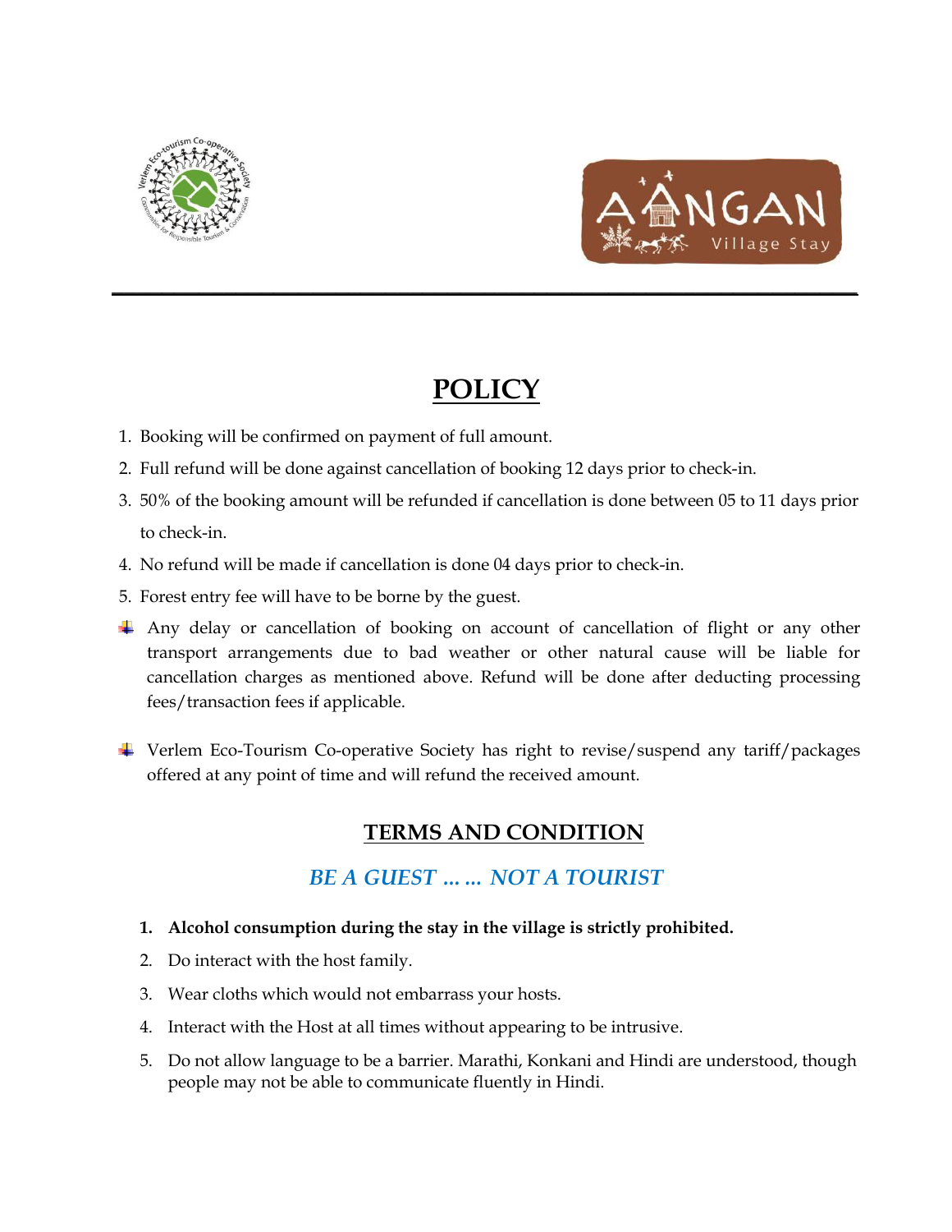# POLICY

1. Booking will be confirmed on payment of full amount.
2. Full refund will be done against cancellation of booking 12 days prior to check-in.
3. 50% of the booking amount will be refunded if cancellation is done between 05 to 11 days prior to check-in.
4. No refund will be made if cancellation is done 04 days prior to check-in.
5. Forest entry fee will have to be borne by the guest.

- Any delay or cancellation of booking on account of cancellation of flight or any other transport arrangements due to bad weather or other natural cause will be liable for cancellation charges as mentioned above. Refund will be done after deducting processing fees/transaction fees if applicable.

- Verlem Eco-Tourism Co-operative Society has right to revise/suspend any tariff/packages offered at any point of time and will refund the received amount.

## TERMS AND CONDITION

### *BE A GUEST …… NOT A TOURIST*

1. **Alcohol consumption during the stay in the village is strictly prohibited.**
2. Do interact with the host family.
3. Wear cloths which would not embarrass your hosts.
4. Interact with the Host at all times without appearing to be intrusive.
5. Do not allow language to be a barrier. Marathi, Konkani and Hindi are understood, though people may not be able to communicate fluently in Hindi.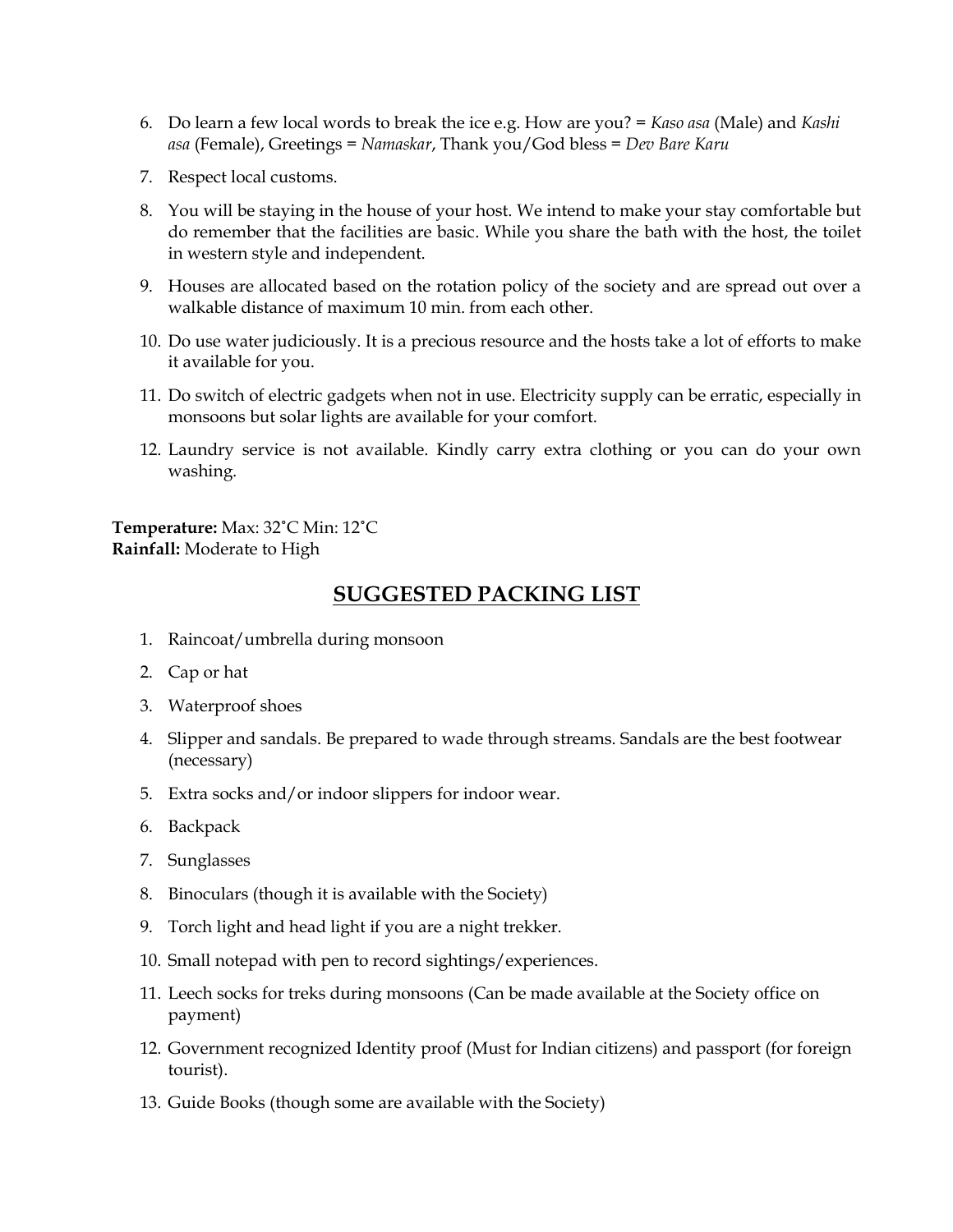6. Do learn a few local words to break the ice e.g. How are you? = *Kaso asa* (Male) and *Kashi asa* (Female), Greetings = *Namaskar*, Thank you/God bless = *Dev Bare Karu*
7. Respect local customs.
8. You will be staying in the house of your host. We intend to make your stay comfortable but do remember that the facilities are basic. While you share the bath with the host, the toilet in western style and independent.
9. Houses are allocated based on the rotation policy of the society and are spread out over a walkable distance of maximum 10 min. from each other.
10. Do use water judiciously. It is a precious resource and the hosts take a lot of efforts to make it available for you.
11. Do switch of electric gadgets when not in use. Electricity supply can be erratic, especially in monsoons but solar lights are available for your comfort.
12. Laundry service is not available. Kindly carry extra clothing or you can do your own washing.

**Temperature:** Max: 32˚C Min: 12˚C
**Rainfall:** Moderate to High

## SUGGESTED PACKING LIST

1. Raincoat/umbrella during monsoon
2. Cap or hat
3. Waterproof shoes
4. Slipper and sandals. Be prepared to wade through streams. Sandals are the best footwear (necessary)
5. Extra socks and/or indoor slippers for indoor wear.
6. Backpack
7. Sunglasses
8. Binoculars (though it is available with the Society)
9. Torch light and head light if you are a night trekker.
10. Small notepad with pen to record sightings/experiences.
11. Leech socks for treks during monsoons (Can be made available at the Society office on payment)
12. Government recognized Identity proof (Must for Indian citizens) and passport (for foreign tourist).
13. Guide Books (though some are available with the Society)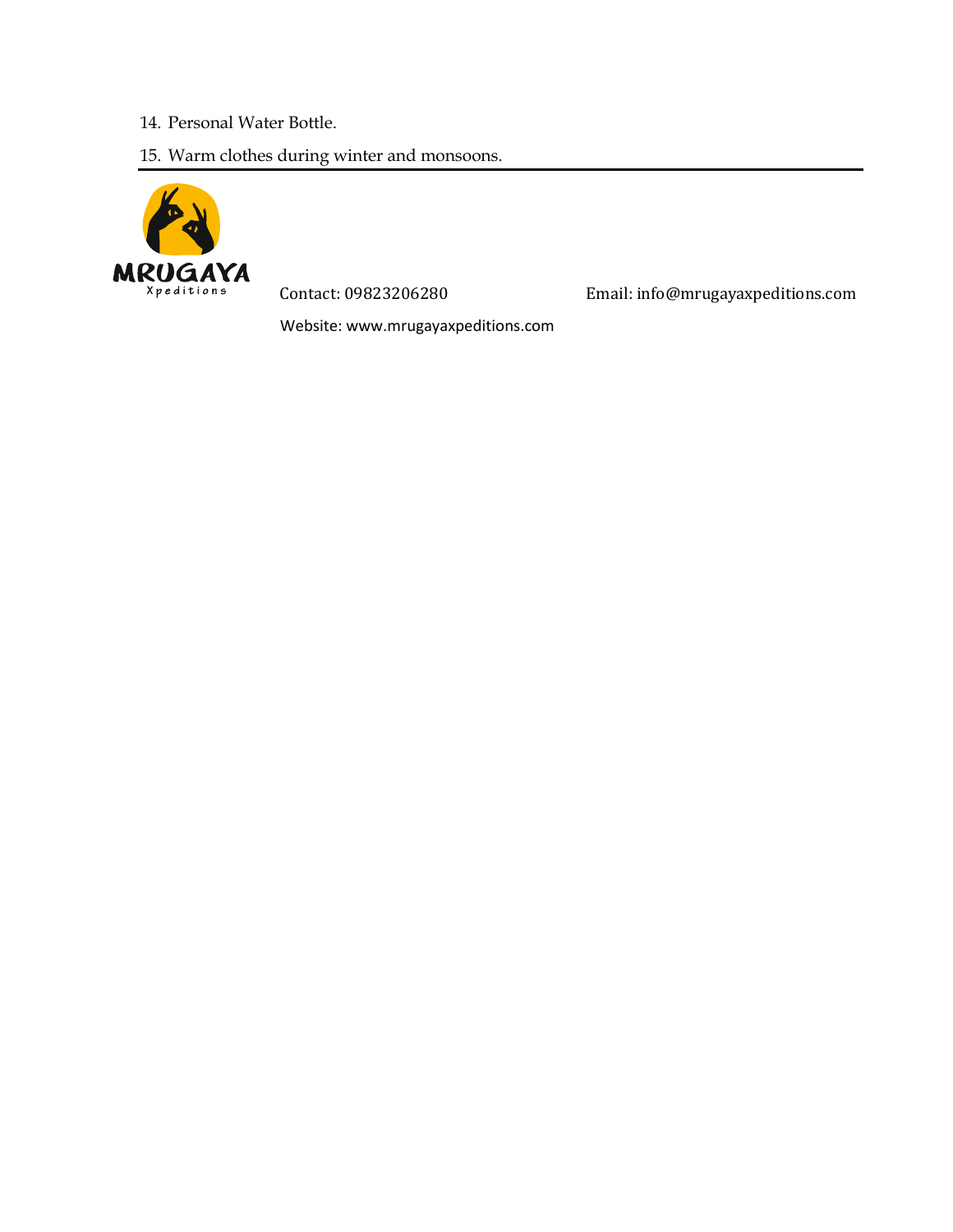14. Personal Water Bottle.
15. Warm clothes during winter and monsoons.

---

Contact: 09823206280 Email: info@mrugayaxpeditions.com

Website: www.mrugayaxpeditions.com